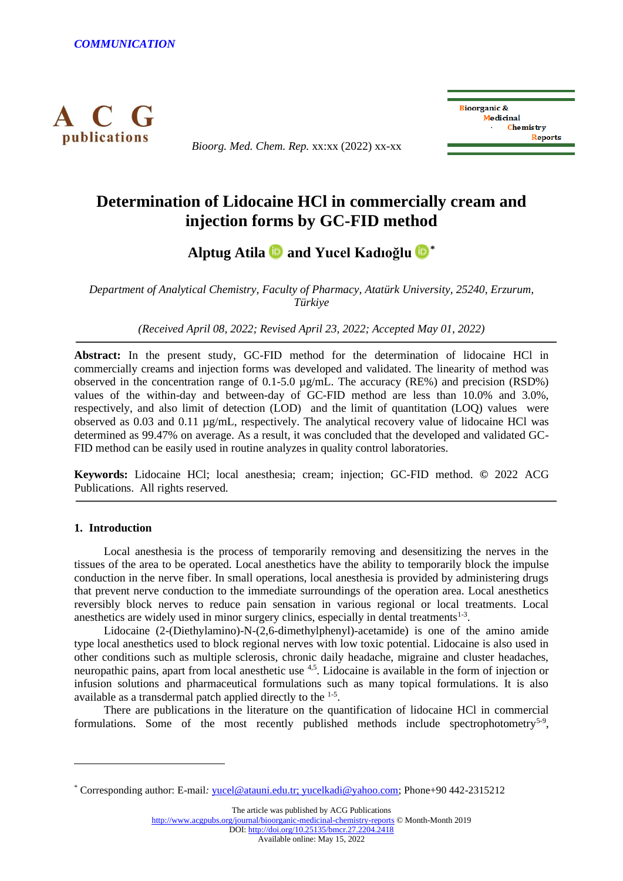*COMMUNICATION*

# Determination of Lidocaine HCl in commercially cream and injection forms by GC-FID method

**Alptug Atila and Yucel Kadıoğlu***

*Department of Analytical Chemistry, Faculty of Pharmacy, Atatürk University, 25240, Erzurum, Türkiye*

*(Received April 08, 2022; Revised April 23, 2022; Accepted May 01, 2022)*

**Abstract:** In the present study, GC-FID method for the determination of lidocaine HCl in commercially creams and injection forms was developed and validated. The linearity of method was observed in the concentration range of 0.1-5.0 µg/mL. The accuracy (RE%) and precision (RSD%) values of the within-day and between-day of GC-FID method are less than 10.0% and 3.0%, respectively, and also limit of detection (LOD) and the limit of quantitation (LOQ) values were observed as 0.03 and 0.11 µg/mL, respectively. The analytical recovery value of lidocaine HCl was determined as 99.47% on average. As a result, it was concluded that the developed and validated GC-FID method can be easily used in routine analyzes in quality control laboratories.

**Keywords:** Lidocaine HCl; local anesthesia; cream; injection; GC-FID method. © 2022 ACG Publications. All rights reserved.

## 1. Introduction

Local anesthesia is the process of temporarily removing and desensitizing the nerves in the tissues of the area to be operated. Local anesthetics have the ability to temporarily block the impulse conduction in the nerve fiber. In small operations, local anesthesia is provided by administering drugs that prevent nerve conduction to the immediate surroundings of the operation area. Local anesthetics reversibly block nerves to reduce pain sensation in various regional or local treatments. Local anesthetics are widely used in minor surgery clinics, especially in dental treatments[1-3].

Lidocaine (2-(Diethylamino)-N-(2,6-dimethylphenyl)-acetamide) is one of the amino amide type local anesthetics used to block regional nerves with low toxic potential. Lidocaine is also used in other conditions such as multiple sclerosis, chronic daily headache, migraine and cluster headaches, neuropathic pains, apart from local anesthetic use [4,5]. Lidocaine is available in the form of injection or infusion solutions and pharmaceutical formulations such as many topical formulations. It is also available as a transdermal patch applied directly to the [1-5].

There are publications in the literature on the quantification of lidocaine HCl in commercial formulations. Some of the most recently published methods include spectrophotometry[5-9],

---

* Corresponding author: E-mail: yucel@atauni.edu.tr; yucelkadi@yahoo.com; Phone+90 442-2315212

The article was published by ACG Publications
http://www.acgpubs.org/journal/bioorganic-medicinal-chemistry-reports © Month-Month 2019
DOI: http://doi.org/10.25135/bmcr.27.2204.2418
Available online: May 15, 2022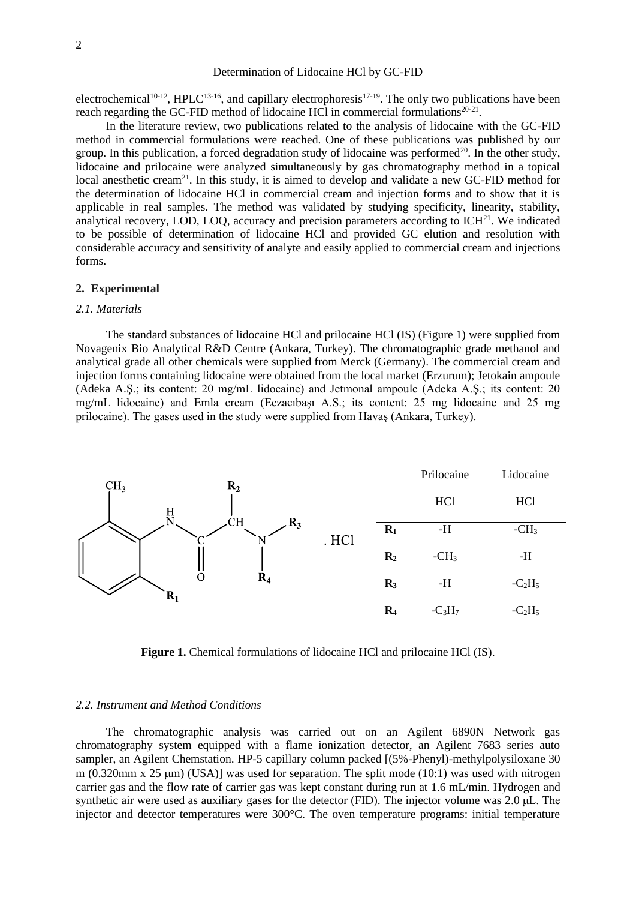electrochemical[10-12], HPLC[13-16], and capillary electrophoresis[17-19]. The only two publications have been reach regarding the GC-FID method of lidocaine HCl in commercial formulations[20-21].

In the literature review, two publications related to the analysis of lidocaine with the GC-FID method in commercial formulations were reached. One of these publications was published by our group. In this publication, a forced degradation study of lidocaine was performed[20]. In the other study, lidocaine and prilocaine were analyzed simultaneously by gas chromatography method in a topical local anesthetic cream[21]. In this study, it is aimed to develop and validate a new GC-FID method for the determination of lidocaine HCl in commercial cream and injection forms and to show that it is applicable in real samples. The method was validated by studying specificity, linearity, stability, analytical recovery, LOD, LOQ, accuracy and precision parameters according to ICH[21]. We indicated to be possible of determination of lidocaine HCl and provided GC elution and resolution with considerable accuracy and sensitivity of analyte and easily applied to commercial cream and injections forms.

## 2. Experimental

### *2.1. Materials*

The standard substances of lidocaine HCl and prilocaine HCl (IS) (Figure 1) were supplied from Novagenix Bio Analytical R&D Centre (Ankara, Turkey). The chromatographic grade methanol and analytical grade all other chemicals were supplied from Merck (Germany). The commercial cream and injection forms containing lidocaine were obtained from the local market (Erzurum); Jetokain ampoule (Adeka A.Ş.; its content: 20 mg/mL lidocaine) and Jetmonal ampoule (Adeka A.Ş.; its content: 20 mg/mL lidocaine) and Emla cream (Eczacıbaşı A.S.; its content: 25 mg lidocaine and 25 mg prilocaine). The gases used in the study were supplied from Havaş (Ankara, Turkey).

|  | Prilocaine HCl | Lidocaine HCl |
|---|---|---|
| **R₁** | -H | $-CH_3$ |
| **R₂** | $-CH_3$ | -H |
| **R₃** | -H | $-C_2H_5$ |
| **R₄** | $-C_3H_7$ | $-C_2H_5$ |

**Figure 1.** Chemical formulations of lidocaine HCl and prilocaine HCl (IS).

### *2.2. Instrument and Method Conditions*

The chromatographic analysis was carried out on an Agilent 6890N Network gas chromatography system equipped with a flame ionization detector, an Agilent 7683 series auto sampler, an Agilent Chemstation. HP-5 capillary column packed [(5%-Phenyl)-methylpolysiloxane 30 m (0.320mm x 25 μm) (USA)] was used for separation. The split mode (10:1) was used with nitrogen carrier gas and the flow rate of carrier gas was kept constant during run at 1.6 mL/min. Hydrogen and synthetic air were used as auxiliary gases for the detector (FID). The injector volume was 2.0 μL. The injector and detector temperatures were 300°C. The oven temperature programs: initial temperature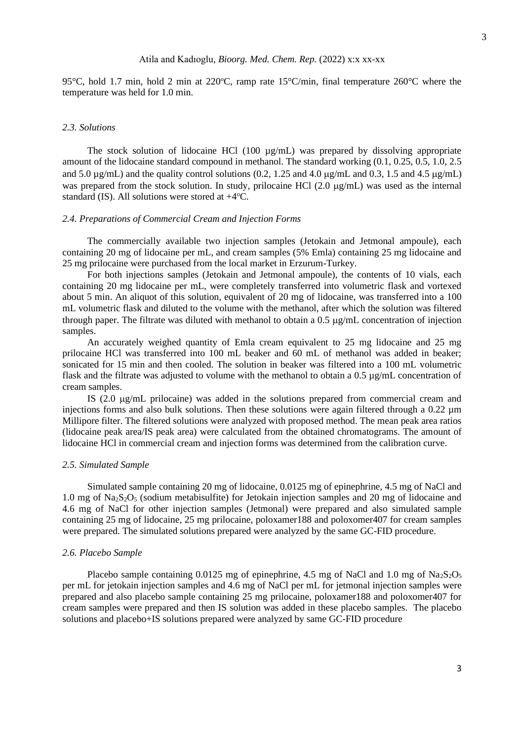95°C, hold 1.7 min, hold 2 min at 220°C, ramp rate 15°C/min, final temperature 260°C where the temperature was held for 1.0 min.

### *2.3. Solutions*

The stock solution of lidocaine HCl (100 µg/mL) was prepared by dissolving appropriate amount of the lidocaine standard compound in methanol. The standard working (0.1, 0.25, 0.5, 1.0, 2.5 and 5.0 µg/mL) and the quality control solutions (0.2, 1.25 and 4.0 µg/mL and 0.3, 1.5 and 4.5 µg/mL) was prepared from the stock solution. In study, prilocaine HCl (2.0 µg/mL) was used as the internal standard (IS). All solutions were stored at +4°C.

### *2.4. Preparations of Commercial Cream and Injection Forms*

The commercially available two injection samples (Jetokain and Jetmonal ampoule), each containing 20 mg of lidocaine per mL, and cream samples (5% Emla) containing 25 mg lidocaine and 25 mg prilocaine were purchased from the local market in Erzurum-Turkey.

For both injections samples (Jetokain and Jetmonal ampoule), the contents of 10 vials, each containing 20 mg lidocaine per mL, were completely transferred into volumetric flask and vortexed about 5 min. An aliquot of this solution, equivalent of 20 mg of lidocaine, was transferred into a 100 mL volumetric flask and diluted to the volume with the methanol, after which the solution was filtered through paper. The filtrate was diluted with methanol to obtain a 0.5 µg/mL concentration of injection samples.

An accurately weighed quantity of Emla cream equivalent to 25 mg lidocaine and 25 mg prilocaine HCl was transferred into 100 mL beaker and 60 mL of methanol was added in beaker; sonicated for 15 min and then cooled. The solution in beaker was filtered into a 100 mL volumetric flask and the filtrate was adjusted to volume with the methanol to obtain a 0.5 µg/mL concentration of cream samples.

IS (2.0 µg/mL prilocaine) was added in the solutions prepared from commercial cream and injections forms and also bulk solutions. Then these solutions were again filtered through a 0.22 µm Millipore filter. The filtered solutions were analyzed with proposed method. The mean peak area ratios (lidocaine peak area/IS peak area) were calculated from the obtained chromatograms. The amount of lidocaine HCl in commercial cream and injection forms was determined from the calibration curve.

### *2.5. Simulated Sample*

Simulated sample containing 20 mg of lidocaine, 0.0125 mg of epinephrine, 4.5 mg of NaCl and 1.0 mg of $Na_2S_2O_5$ (sodium metabisulfite) for Jetokain injection samples and 20 mg of lidocaine and 4.6 mg of NaCl for other injection samples (Jetmonal) were prepared and also simulated sample containing 25 mg of lidocaine, 25 mg prilocaine, poloxamer188 and poloxomer407 for cream samples were prepared. The simulated solutions prepared were analyzed by the same GC-FID procedure.

### *2.6. Placebo Sample*

Placebo sample containing 0.0125 mg of epinephrine, 4.5 mg of NaCl and 1.0 mg of $Na_2S_2O_5$ per mL for jetokain injection samples and 4.6 mg of NaCl per mL for jetmonal injection samples were prepared and also placebo sample containing 25 mg prilocaine, poloxamer188 and poloxomer407 for cream samples were prepared and then IS solution was added in these placebo samples. The placebo solutions and placebo+IS solutions prepared were analyzed by same GC-FID procedure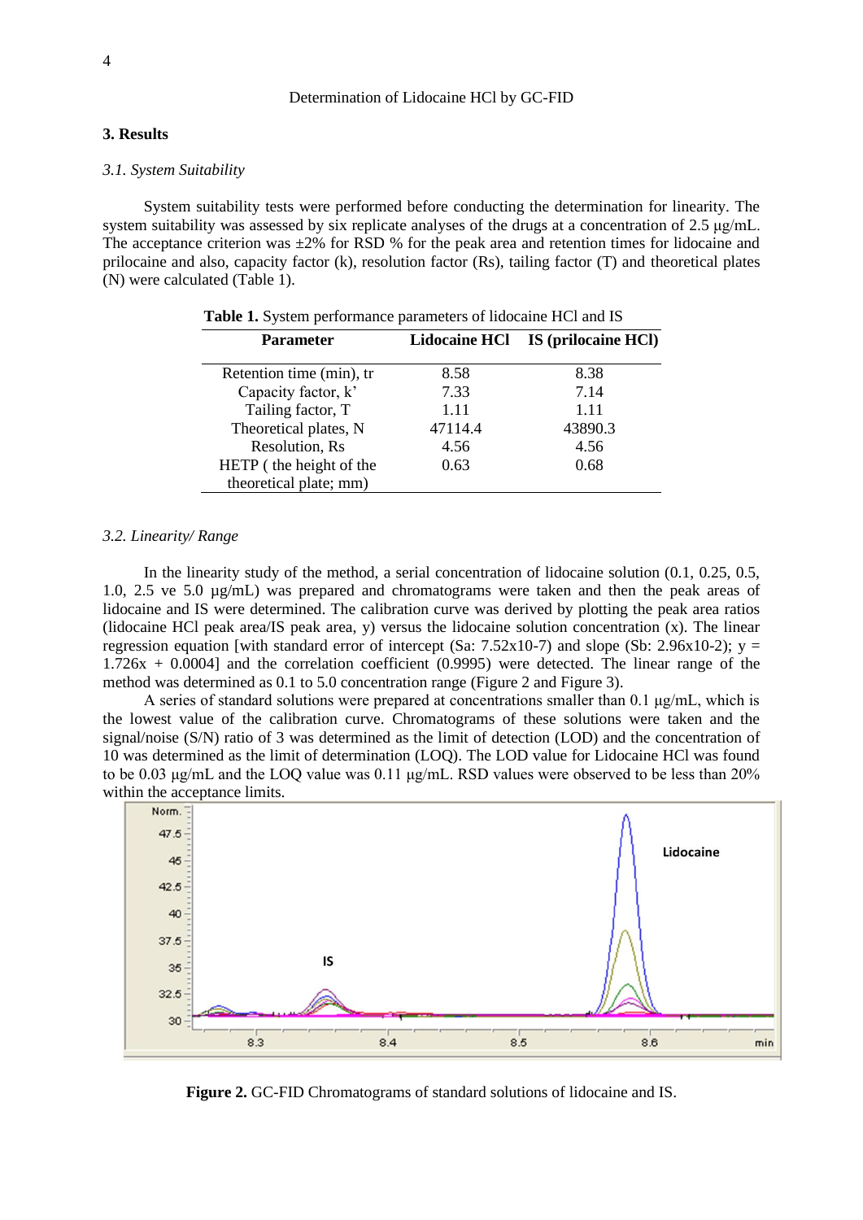## 3. Results

### *3.1. System Suitability*

System suitability tests were performed before conducting the determination for linearity. The system suitability was assessed by six replicate analyses of the drugs at a concentration of 2.5 μg/mL. The acceptance criterion was ±2% for RSD % for the peak area and retention times for lidocaine and prilocaine and also, capacity factor (k), resolution factor (Rs), tailing factor (T) and theoretical plates (N) were calculated (Table 1).

**Table 1.** System performance parameters of lidocaine HCl and IS

| Parameter | Lidocaine HCl | IS (prilocaine HCl) |
|---|---|---|
| Retention time (min), tr | 8.58 | 8.38 |
| Capacity factor, k' | 7.33 | 7.14 |
| Tailing factor, T | 1.11 | 1.11 |
| Theoretical plates, N | 47114.4 | 43890.3 |
| Resolution, Rs | 4.56 | 4.56 |
| HETP ( the height of the theoretical plate; mm) | 0.63 | 0.68 |

### *3.2. Linearity/ Range*

In the linearity study of the method, a serial concentration of lidocaine solution (0.1, 0.25, 0.5, 1.0, 2.5 ve 5.0 μg/mL) was prepared and chromatograms were taken and then the peak areas of lidocaine and IS were determined. The calibration curve was derived by plotting the peak area ratios (lidocaine HCl peak area/IS peak area, y) versus the lidocaine solution concentration (x). The linear regression equation [with standard error of intercept (Sa: 7.52x10-7) and slope (Sb: 2.96x10-2); $y = 1.726x + 0.0004$] and the correlation coefficient (0.9995) were detected. The linear range of the method was determined as 0.1 to 5.0 concentration range (Figure 2 and Figure 3).

A series of standard solutions were prepared at concentrations smaller than 0.1 μg/mL, which is the lowest value of the calibration curve. Chromatograms of these solutions were taken and the signal/noise (S/N) ratio of 3 was determined as the limit of detection (LOD) and the concentration of 10 was determined as the limit of determination (LOQ). The LOD value for Lidocaine HCl was found to be 0.03 μg/mL and the LOQ value was 0.11 μg/mL. RSD values were observed to be less than 20% within the acceptance limits.

**Figure 2.** GC-FID Chromatograms of standard solutions of lidocaine and IS.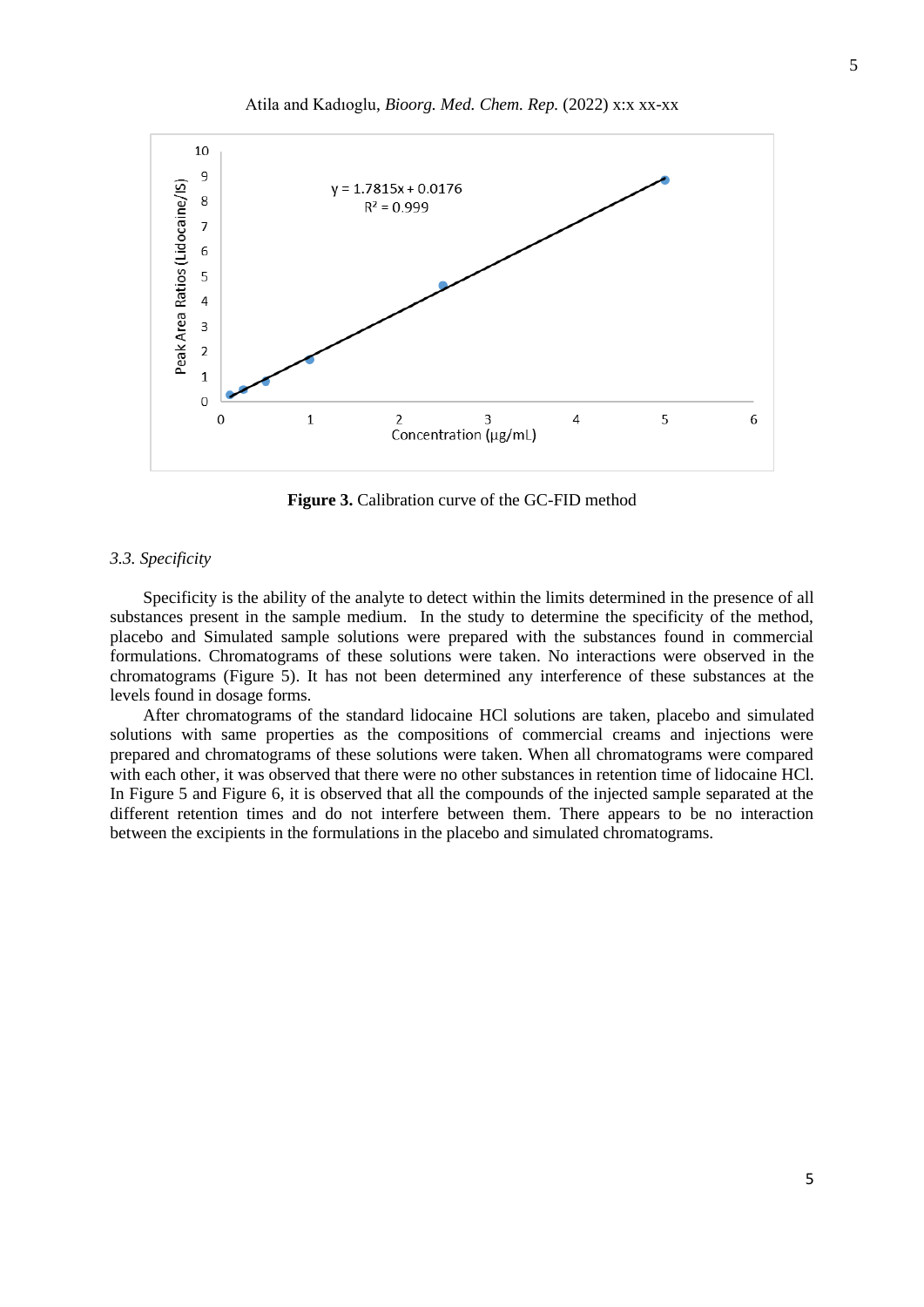Figure 3. Calibration curve of the GC-FID method

*3.3. Specificity*

Specificity is the ability of the analyte to detect within the limits determined in the presence of all substances present in the sample medium. In the study to determine the specificity of the method, placebo and Simulated sample solutions were prepared with the substances found in commercial formulations. Chromatograms of these solutions were taken. No interactions were observed in the chromatograms (Figure 5). It has not been determined any interference of these substances at the levels found in dosage forms.

After chromatograms of the standard lidocaine HCl solutions are taken, placebo and simulated solutions with same properties as the compositions of commercial creams and injections were prepared and chromatograms of these solutions were taken. When all chromatograms were compared with each other, it was observed that there were no other substances in retention time of lidocaine HCl. In Figure 5 and Figure 6, it is observed that all the compounds of the injected sample separated at the different retention times and do not interfere between them. There appears to be no interaction between the excipients in the formulations in the placebo and simulated chromatograms.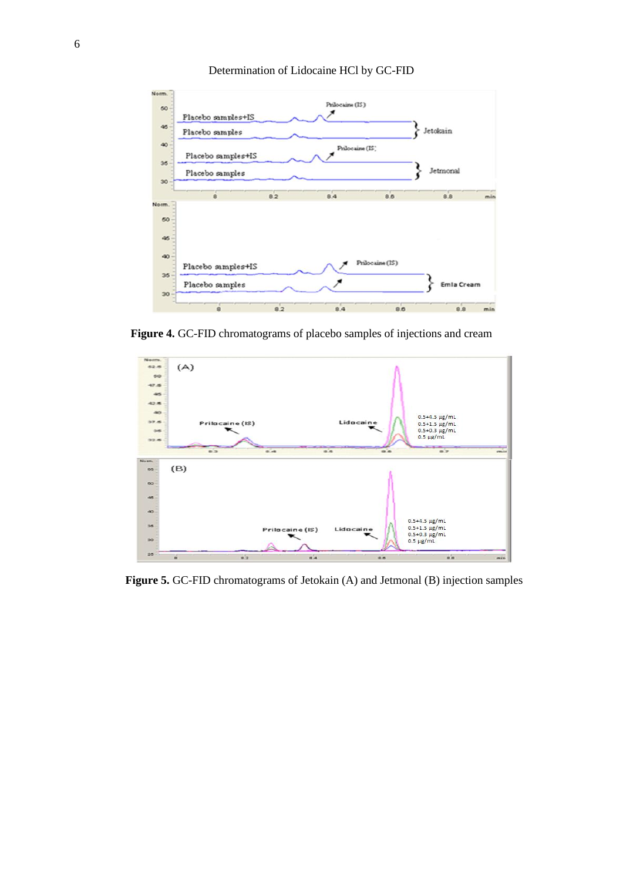**Figure 4.** GC-FID chromatograms of placebo samples of injections and cream

**Figure 5.** GC-FID chromatograms of Jetokain (A) and Jetmonal (B) injection samples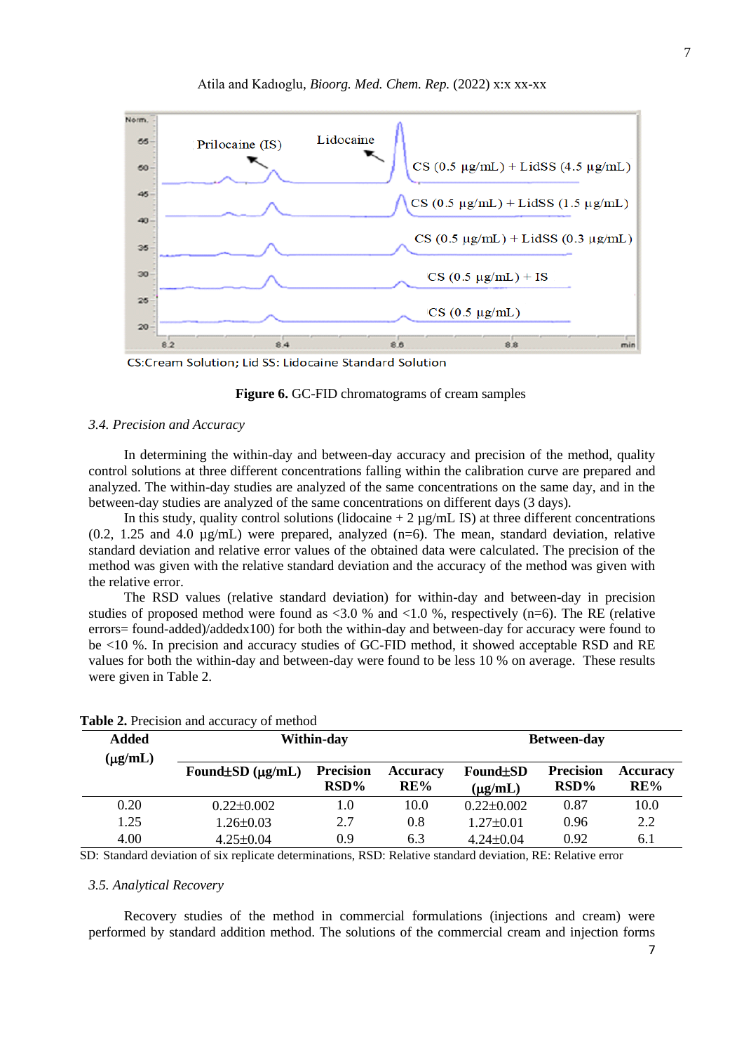CS:Cream Solution; Lid SS: Lidocaine Standard Solution

**Figure 6.** GC-FID chromatograms of cream samples

### *3.4. Precision and Accuracy*

In determining the within-day and between-day accuracy and precision of the method, quality control solutions at three different concentrations falling within the calibration curve are prepared and analyzed. The within-day studies are analyzed of the same concentrations on the same day, and in the between-day studies are analyzed of the same concentrations on different days (3 days).

In this study, quality control solutions (lidocaine + 2 µg/mL IS) at three different concentrations (0.2, 1.25 and 4.0 µg/mL) were prepared, analyzed (n=6). The mean, standard deviation, relative standard deviation and relative error values of the obtained data were calculated. The precision of the method was given with the relative standard deviation and the accuracy of the method was given with the relative error.

The RSD values (relative standard deviation) for within-day and between-day in precision studies of proposed method were found as <3.0 % and <1.0 %, respectively (n=6). The RE (relative errors= found-added)/addedx100) for both the within-day and between-day for accuracy were found to be <10 %. In precision and accuracy studies of GC-FID method, it showed acceptable RSD and RE values for both the within-day and between-day were found to be less 10 % on average. These results were given in Table 2.

**Table 2.** Precision and accuracy of method

| Added (µg/mL) | Within-day | | | Between-day | | |
|---|---|---|---|---|---|---|
| | **Found±SD (µg/mL)** | **Precision RSD%** | **Accuracy RE%** | **Found±SD (µg/mL)** | **Precision RSD%** | **Accuracy RE%** |
| 0.20 | 0.22±0.002 | 1.0 | 10.0 | 0.22±0.002 | 0.87 | 10.0 |
| 1.25 | 1.26±0.03 | 2.7 | 0.8 | 1.27±0.01 | 0.96 | 2.2 |
| 4.00 | 4.25±0.04 | 0.9 | 6.3 | 4.24±0.04 | 0.92 | 6.1 |

SD: Standard deviation of six replicate determinations, RSD: Relative standard deviation, RE: Relative error

### *3.5. Analytical Recovery*

Recovery studies of the method in commercial formulations (injections and cream) were performed by standard addition method. The solutions of the commercial cream and injection forms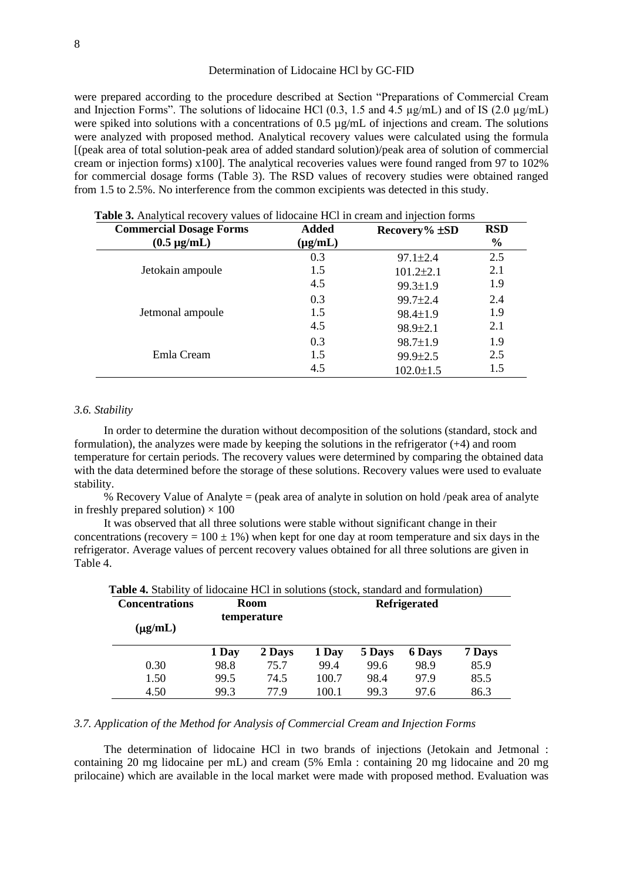were prepared according to the procedure described at Section "Preparations of Commercial Cream and Injection Forms". The solutions of lidocaine HCl (0.3, 1.5 and 4.5 µg/mL) and of IS (2.0 µg/mL) were spiked into solutions with a concentrations of 0.5 µg/mL of injections and cream. The solutions were analyzed with proposed method. Analytical recovery values were calculated using the formula [(peak area of total solution-peak area of added standard solution)/peak area of solution of commercial cream or injection forms) x100]. The analytical recoveries values were found ranged from 97 to 102% for commercial dosage forms (Table 3). The RSD values of recovery studies were obtained ranged from 1.5 to 2.5%. No interference from the common excipients was detected in this study.

**Table 3.** Analytical recovery values of lidocaine HCl in cream and injection forms

| Commercial Dosage Forms (0.5 µg/mL) | Added (µg/mL) | Recovery% ±SD | RSD % |
|---|---|---|---|
| Jetokain ampoule | 0.3 | 97.1±2.4 | 2.5 |
| | 1.5 | 101.2±2.1 | 2.1 |
| | 4.5 | 99.3±1.9 | 1.9 |
| Jetmonal ampoule | 0.3 | 99.7±2.4 | 2.4 |
| | 1.5 | 98.4±1.9 | 1.9 |
| | 4.5 | 98.9±2.1 | 2.1 |
| Emla Cream | 0.3 | 98.7±1.9 | 1.9 |
| | 1.5 | 99.9±2.5 | 2.5 |
| | 4.5 | 102.0±1.5 | 1.5 |

### *3.6. Stability*

In order to determine the duration without decomposition of the solutions (standard, stock and formulation), the analyzes were made by keeping the solutions in the refrigerator (+4) and room temperature for certain periods. The recovery values were determined by comparing the obtained data with the data determined before the storage of these solutions. Recovery values were used to evaluate stability.

% Recovery Value of Analyte = (peak area of analyte in solution on hold /peak area of analyte in freshly prepared solution) × 100

It was observed that all three solutions were stable without significant change in their concentrations (recovery = 100 ± 1%) when kept for one day at room temperature and six days in the refrigerator. Average values of percent recovery values obtained for all three solutions are given in Table 4.

**Table 4.** Stability of lidocaine HCl in solutions (stock, standard and formulation)

| Concentrations (µg/mL) | Room temperature | | Refrigerated | | | |
|---|---|---|---|---|---|---|
| | 1 Day | 2 Days | 1 Day | 5 Days | 6 Days | 7 Days |
| 0.30 | 98.8 | 75.7 | 99.4 | 99.6 | 98.9 | 85.9 |
| 1.50 | 99.5 | 74.5 | 100.7 | 98.4 | 97.9 | 85.5 |
| 4.50 | 99.3 | 77.9 | 100.1 | 99.3 | 97.6 | 86.3 |

### *3.7. Application of the Method for Analysis of Commercial Cream and Injection Forms*

The determination of lidocaine HCl in two brands of injections (Jetokain and Jetmonal : containing 20 mg lidocaine per mL) and cream (5% Emla : containing 20 mg lidocaine and 20 mg prilocaine) which are available in the local market were made with proposed method. Evaluation was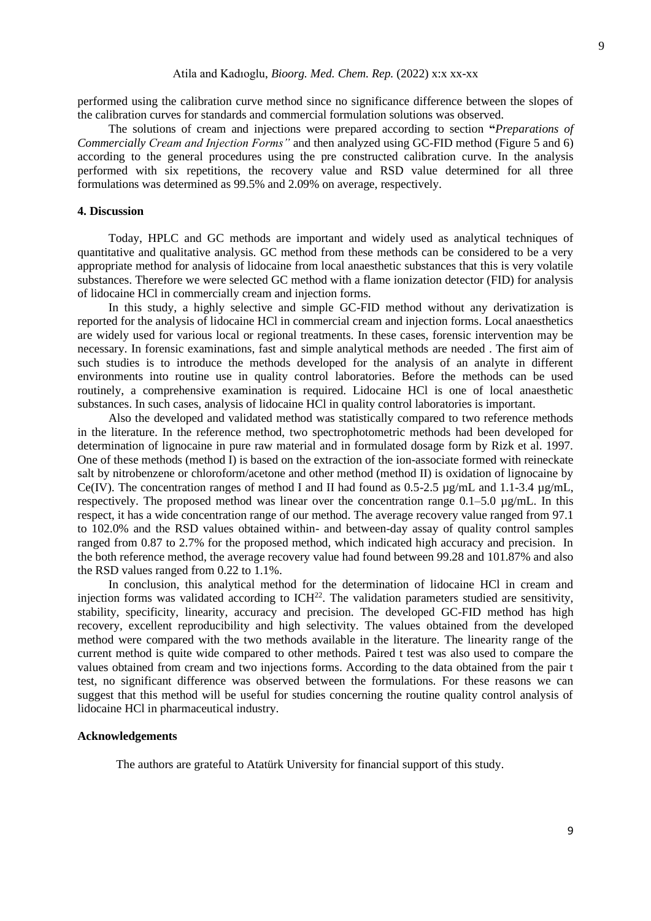performed using the calibration curve method since no significance difference between the slopes of the calibration curves for standards and commercial formulation solutions was observed.

The solutions of cream and injections were prepared according to section **"***Preparations of Commercially Cream and Injection Forms"* and then analyzed using GC-FID method (Figure 5 and 6) according to the general procedures using the pre constructed calibration curve. In the analysis performed with six repetitions, the recovery value and RSD value determined for all three formulations was determined as 99.5% and 2.09% on average, respectively.

## 4. Discussion

Today, HPLC and GC methods are important and widely used as analytical techniques of quantitative and qualitative analysis. GC method from these methods can be considered to be a very appropriate method for analysis of lidocaine from local anaesthetic substances that this is very volatile substances. Therefore we were selected GC method with a flame ionization detector (FID) for analysis of lidocaine HCl in commercially cream and injection forms.

In this study, a highly selective and simple GC-FID method without any derivatization is reported for the analysis of lidocaine HCl in commercial cream and injection forms. Local anaesthetics are widely used for various local or regional treatments. In these cases, forensic intervention may be necessary. In forensic examinations, fast and simple analytical methods are needed . The first aim of such studies is to introduce the methods developed for the analysis of an analyte in different environments into routine use in quality control laboratories. Before the methods can be used routinely, a comprehensive examination is required. Lidocaine HCl is one of local anaesthetic substances. In such cases, analysis of lidocaine HCl in quality control laboratories is important.

Also the developed and validated method was statistically compared to two reference methods in the literature. In the reference method, two spectrophotometric methods had been developed for determination of lignocaine in pure raw material and in formulated dosage form by Rizk et al. 1997. One of these methods (method I) is based on the extraction of the ion-associate formed with reineckate salt by nitrobenzene or chloroform/acetone and other method (method II) is oxidation of lignocaine by Ce(IV). The concentration ranges of method I and II had found as 0.5-2.5 µg/mL and 1.1-3.4 µg/mL, respectively. The proposed method was linear over the concentration range 0.1–5.0 µg/mL. In this respect, it has a wide concentration range of our method. The average recovery value ranged from 97.1 to 102.0% and the RSD values obtained within- and between-day assay of quality control samples ranged from 0.87 to 2.7% for the proposed method, which indicated high accuracy and precision. In the both reference method, the average recovery value had found between 99.28 and 101.87% and also the RSD values ranged from 0.22 to 1.1%.

In conclusion, this analytical method for the determination of lidocaine HCl in cream and injection forms was validated according to ICH[22]. The validation parameters studied are sensitivity, stability, specificity, linearity, accuracy and precision. The developed GC-FID method has high recovery, excellent reproducibility and high selectivity. The values obtained from the developed method were compared with the two methods available in the literature. The linearity range of the current method is quite wide compared to other methods. Paired t test was also used to compare the values obtained from cream and two injections forms. According to the data obtained from the pair t test, no significant difference was observed between the formulations. For these reasons we can suggest that this method will be useful for studies concerning the routine quality control analysis of lidocaine HCl in pharmaceutical industry.

## Acknowledgements

The authors are grateful to Atatürk University for financial support of this study.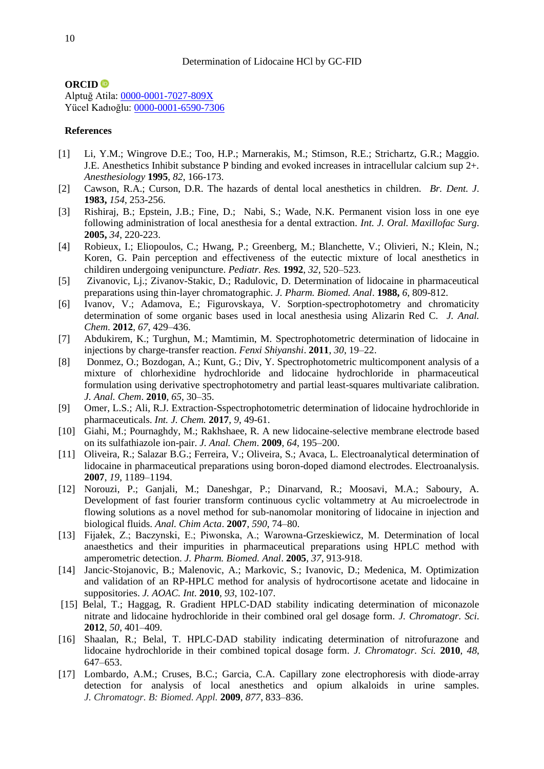**ORCID**

Alptuğ Atila: 0000-0001-7027-809X
Yücel Kadıoğlu: 0000-0001-6590-7306

**References**

[1] Li, Y.M.; Wingrove D.E.; Too, H.P.; Marnerakis, M.; Stimson, R.E.; Strichartz, G.R.; Maggio. J.E. Anesthetics Inhibit substance P binding and evoked increases in intracellular calcium sup 2+. *Anesthesiology* **1995**, *82*, 166-173.

[2] Cawson, R.A.; Curson, D.R. The hazards of dental local anesthetics in children. *Br. Dent. J*. **1983,** *154*, 253-256.

[3] Rishiraj, B.; Epstein, J.B.; Fine, D.; Nabi, S.; Wade, N.K. Permanent vision loss in one eye following administration of local anesthesia for a dental extraction. *Int. J. Oral. Maxillofac Surg*. **2005,** *34*, 220-223.

[4] Robieux, I.; Eliopoulos, C.; Hwang, P.; Greenberg, M.; Blanchette, V.; Olivieri, N.; Klein, N.; Koren, G. Pain perception and effectiveness of the eutectic mixture of local anesthetics in childiren undergoing venipuncture. *Pediatr. Res.* **1992**, *32*, 520–523.

[5] Zivanovic, Lj.; Zivanov-Stakic, D.; Radulovic, D. Determination of lidocaine in pharmaceutical preparations using thin-layer chromatographic. *J. Pharm. Biomed. Anal*. **1988,** *6*, 809-812.

[6] Ivanov, V.; Adamova, E.; Figurovskaya, V. Sorption-spectrophotometry and chromaticity determination of some organic bases used in local anesthesia using Alizarin Red C. *J. Anal. Chem*. **2012**, *67*, 429–436.

[7] Abdukirem, K.; Turghun, M.; Mamtimin, M. Spectrophotometric determination of lidocaine in injections by charge-transfer reaction. *Fenxi Shiyanshi*. **2011**, *30*, 19–22.

[8] Donmez, O.; Bozdogan, A.; Kunt, G.; Div, Y. Spectrophotometric multicomponent analysis of a mixture of chlorhexidine hydrochloride and lidocaine hydrochloride in pharmaceutical formulation using derivative spectrophotometry and partial least-squares multivariate calibration. *J. Anal. Chem*. **2010**, *65*, 30–35.

[9] Omer, L.S.; Ali, R.J. Extraction-Sspectrophotometric determination of lidocaine hydrochloride in pharmaceuticals. *Int. J. Chem.* **2017**, *9*, 49-61.

[10] Giahi, M.; Pournaghdy, M.; Rakhshaee, R. A new lidocaine-selective membrane electrode based on its sulfathiazole ion-pair. *J. Anal. Chem*. **2009**, *64*, 195–200.

[11] Oliveira, R.; Salazar B.G.; Ferreira, V.; Oliveira, S.; Avaca, L. Electroanalytical determination of lidocaine in pharmaceutical preparations using boron-doped diamond electrodes. Electroanalysis. **2007**, *19*, 1189–1194.

[12] Norouzi, P.; Ganjali, M.; Daneshgar, P.; Dinarvand, R.; Moosavi, M.A.; Saboury, A. Development of fast fourier transform continuous cyclic voltammetry at Au microelectrode in flowing solutions as a novel method for sub-nanomolar monitoring of lidocaine in injection and biological fluids. *Anal. Chim Acta*. **2007**, *590*, 74–80.

[13] Fijałek, Z.; Baczynski, E.; Piwonska, A.; Warowna-Grzeskiewicz, M. Determination of local anaesthetics and their impurities in pharmaceutical preparations using HPLC method with amperometric detection. *J. Pharm. Biomed. Anal*. **2005**, *37*, 913-918.

[14] Jancic-Stojanovic, B.; Malenovic, A.; Markovic, S.; Ivanovic, D.; Medenica, M. Optimization and validation of an RP-HPLC method for analysis of hydrocortisone acetate and lidocaine in suppositories. *J. AOAC. Int*. **2010**, *93*, 102-107.

[15] Belal, T.; Haggag, R. Gradient HPLC-DAD stability indicating determination of miconazole nitrate and lidocaine hydrochloride in their combined oral gel dosage form. *J. Chromatogr. Sci.* **2012**, *50*, 401–409.

[16] Shaalan, R.; Belal, T. HPLC-DAD stability indicating determination of nitrofurazone and lidocaine hydrochloride in their combined topical dosage form. *J. Chromatogr. Sci.* **2010**, *48*, 647–653.

[17] Lombardo, A.M.; Cruses, B.C.; Garcia, C.A. Capillary zone electrophoresis with diode-array detection for analysis of local anesthetics and opium alkaloids in urine samples. *J. Chromatogr. B: Biomed. Appl.* **2009**, *877*, 833–836.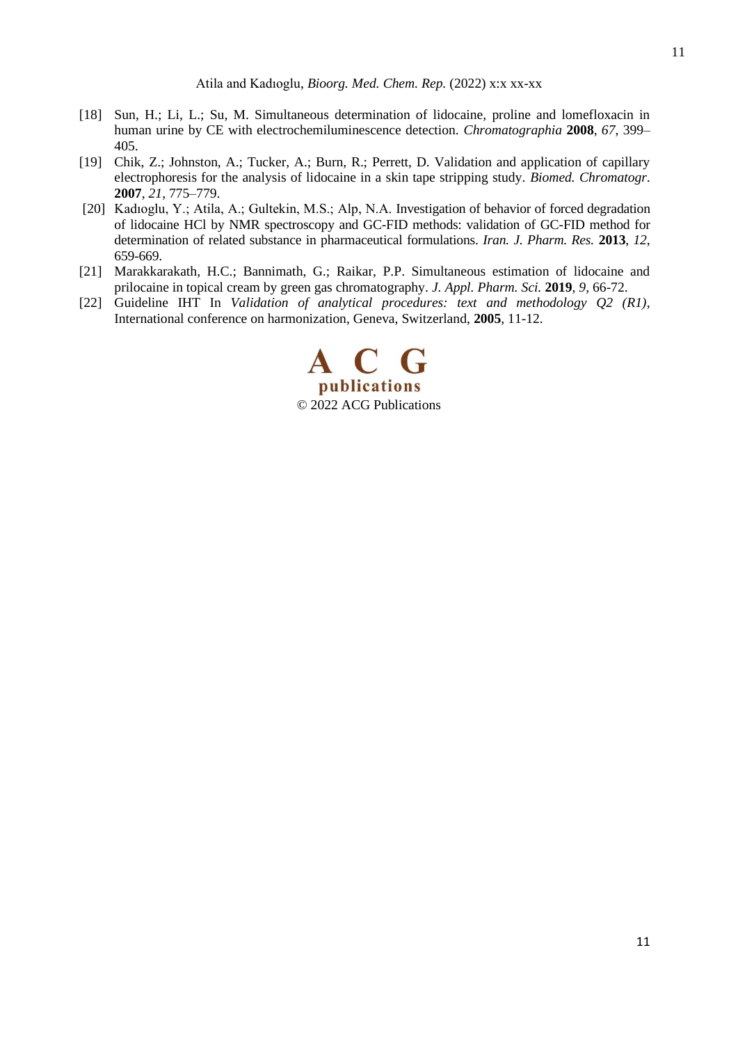[18] Sun, H.; Li, L.; Su, M. Simultaneous determination of lidocaine, proline and lomefloxacin in human urine by CE with electrochemiluminescence detection. *Chromatographia* **2008**, *67*, 399–405.

[19] Chik, Z.; Johnston, A.; Tucker, A.; Burn, R.; Perrett, D. Validation and application of capillary electrophoresis for the analysis of lidocaine in a skin tape stripping study. *Biomed. Chromatogr.* **2007**, *21*, 775–779.

[20] Kadıoglu, Y.; Atila, A.; Gultekin, M.S.; Alp, N.A. Investigation of behavior of forced degradation of lidocaine HCl by NMR spectroscopy and GC-FID methods: validation of GC-FID method for determination of related substance in pharmaceutical formulations. *Iran. J. Pharm. Res.* **2013**, *12*, 659-669.

[21] Marakkarakath, H.C.; Bannimath, G.; Raikar, P.P. Simultaneous estimation of lidocaine and prilocaine in topical cream by green gas chromatography. *J. Appl. Pharm. Sci.* **2019**, *9*, 66-72.

[22] Guideline IHT In *Validation of analytical procedures: text and methodology Q2 (R1)*, International conference on harmonization, Geneva, Switzerland, **2005**, 11-12.

A C G
publications
© 2022 ACG Publications